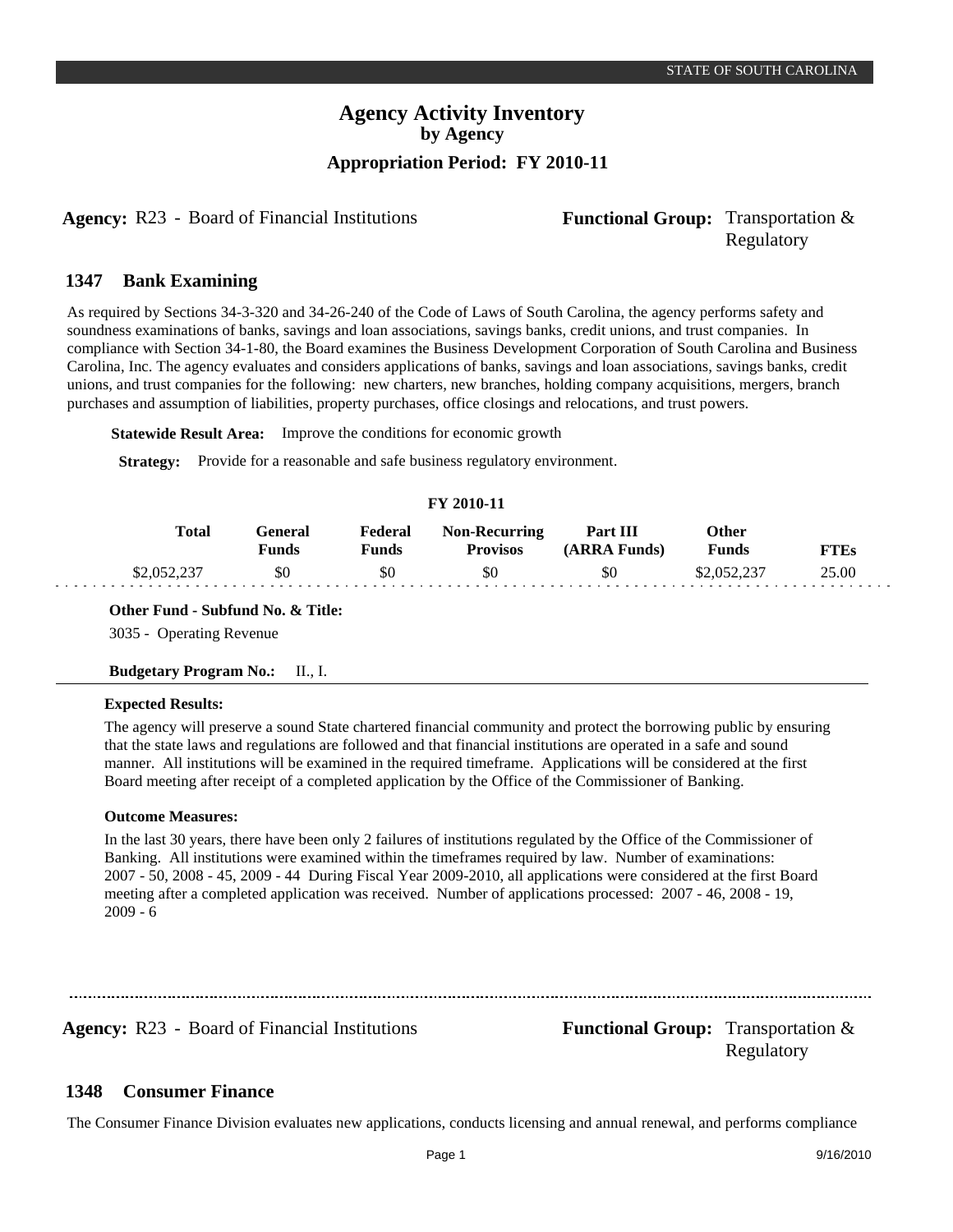# Agency Activity Inventory
## by Agency
### Appropriation Period: FY 2010-11

**Agency:** R23 - Board of Financial Institutions  **Functional Group:** Transportation & Regulatory

## 1347 Bank Examining

As required by Sections 34-3-320 and 34-26-240 of the Code of Laws of South Carolina, the agency performs safety and soundness examinations of banks, savings and loan associations, savings banks, credit unions, and trust companies. In compliance with Section 34-1-80, the Board examines the Business Development Corporation of South Carolina and Business Carolina, Inc. The agency evaluates and considers applications of banks, savings and loan associations, savings banks, credit unions, and trust companies for the following: new charters, new branches, holding company acquisitions, mergers, branch purchases and assumption of liabilities, property purchases, office closings and relocations, and trust powers.

**Statewide Result Area:** Improve the conditions for economic growth

**Strategy:** Provide for a reasonable and safe business regulatory environment.

**FY 2010-11**

| Total | General Funds | Federal Funds | Non-Recurring Provisos | Part III (ARRA Funds) | Other Funds | FTEs |
|---|---|---|---|---|---|---|
| $2,052,237 | $0 | $0 | $0 | $0 | $2,052,237 | 25.00 |

**Other Fund - Subfund No. & Title:**

3035 - Operating Revenue

**Budgetary Program No.:** II., I.

**Expected Results:**

The agency will preserve a sound State chartered financial community and protect the borrowing public by ensuring that the state laws and regulations are followed and that financial institutions are operated in a safe and sound manner. All institutions will be examined in the required timeframe. Applications will be considered at the first Board meeting after receipt of a completed application by the Office of the Commissioner of Banking.

**Outcome Measures:**

In the last 30 years, there have been only 2 failures of institutions regulated by the Office of the Commissioner of Banking. All institutions were examined within the timeframes required by law. Number of examinations: 2007 - 50, 2008 - 45, 2009 - 44 During Fiscal Year 2009-2010, all applications were considered at the first Board meeting after a completed application was received. Number of applications processed: 2007 - 46, 2008 - 19, 2009 - 6

**Agency:** R23 - Board of Financial Institutions  **Functional Group:** Transportation & Regulatory

## 1348 Consumer Finance

The Consumer Finance Division evaluates new applications, conducts licensing and annual renewal, and performs compliance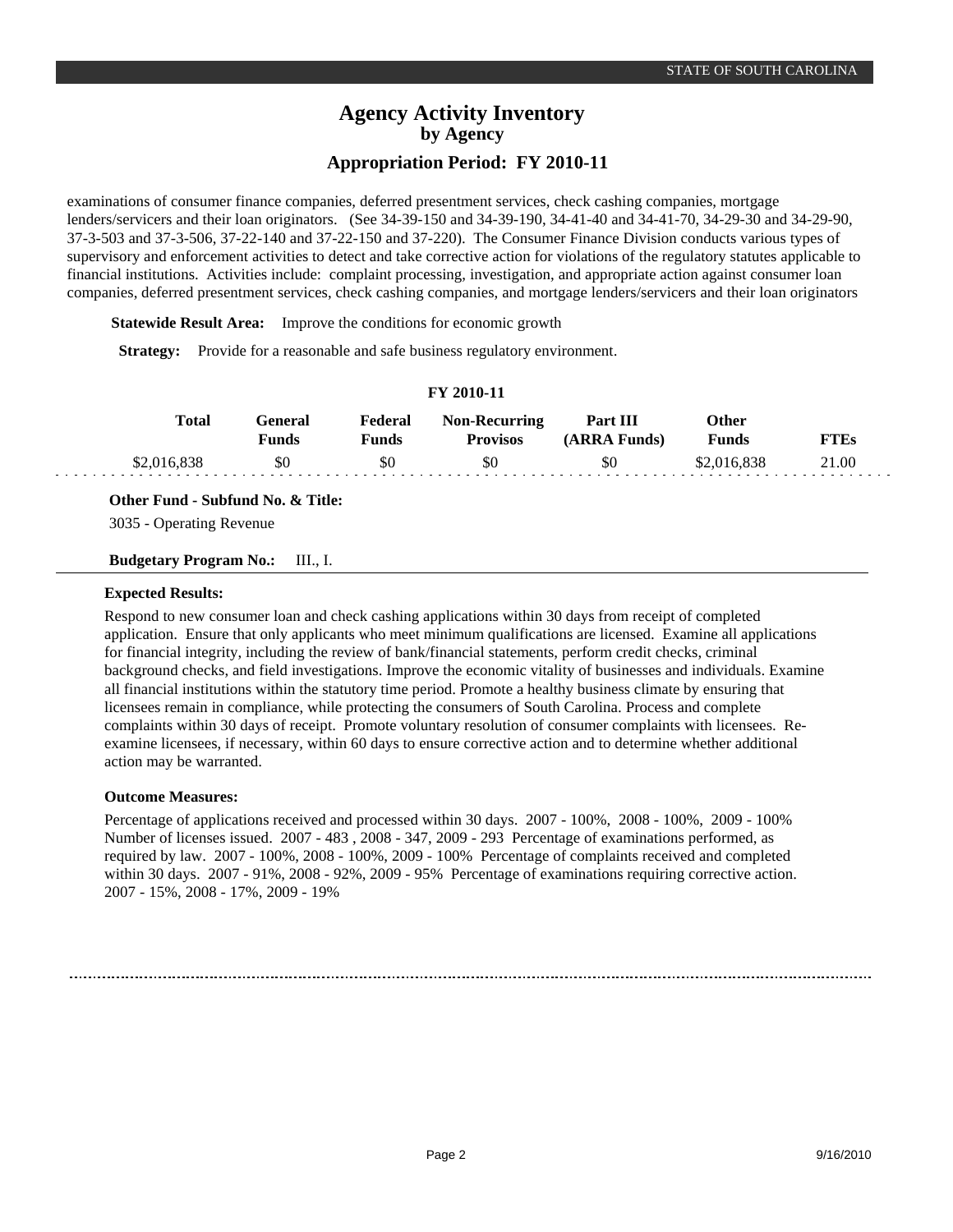# Agency Activity Inventory
## by Agency
### Appropriation Period: FY 2010-11

examinations of consumer finance companies, deferred presentment services, check cashing companies, mortgage lenders/servicers and their loan originators. (See 34-39-150 and 34-39-190, 34-41-40 and 34-41-70, 34-29-30 and 34-29-90, 37-3-503 and 37-3-506, 37-22-140 and 37-22-150 and 37-220). The Consumer Finance Division conducts various types of supervisory and enforcement activities to detect and take corrective action for violations of the regulatory statutes applicable to financial institutions. Activities include: complaint processing, investigation, and appropriate action against consumer loan companies, deferred presentment services, check cashing companies, and mortgage lenders/servicers and their loan originators

**Statewide Result Area:** Improve the conditions for economic growth

**Strategy:** Provide for a reasonable and safe business regulatory environment.

**FY 2010-11**

| Total | General Funds | Federal Funds | Non-Recurring Provisos | Part III (ARRA Funds) | Other Funds | FTEs |
|---|---|---|---|---|---|---|
| $2,016,838 | $0 | $0 | $0 | $0 | $2,016,838 | 21.00 |

**Other Fund - Subfund No. & Title:**

3035 - Operating Revenue

**Budgetary Program No.:** III., I.

**Expected Results:**

Respond to new consumer loan and check cashing applications within 30 days from receipt of completed application. Ensure that only applicants who meet minimum qualifications are licensed. Examine all applications for financial integrity, including the review of bank/financial statements, perform credit checks, criminal background checks, and field investigations. Improve the economic vitality of businesses and individuals. Examine all financial institutions within the statutory time period. Promote a healthy business climate by ensuring that licensees remain in compliance, while protecting the consumers of South Carolina. Process and complete complaints within 30 days of receipt. Promote voluntary resolution of consumer complaints with licensees. Re-examine licensees, if necessary, within 60 days to ensure corrective action and to determine whether additional action may be warranted.

**Outcome Measures:**

Percentage of applications received and processed within 30 days. 2007 - 100%, 2008 - 100%, 2009 - 100% Number of licenses issued. 2007 - 483 , 2008 - 347, 2009 - 293 Percentage of examinations performed, as required by law. 2007 - 100%, 2008 - 100%, 2009 - 100% Percentage of complaints received and completed within 30 days. 2007 - 91%, 2008 - 92%, 2009 - 95% Percentage of examinations requiring corrective action. 2007 - 15%, 2008 - 17%, 2009 - 19%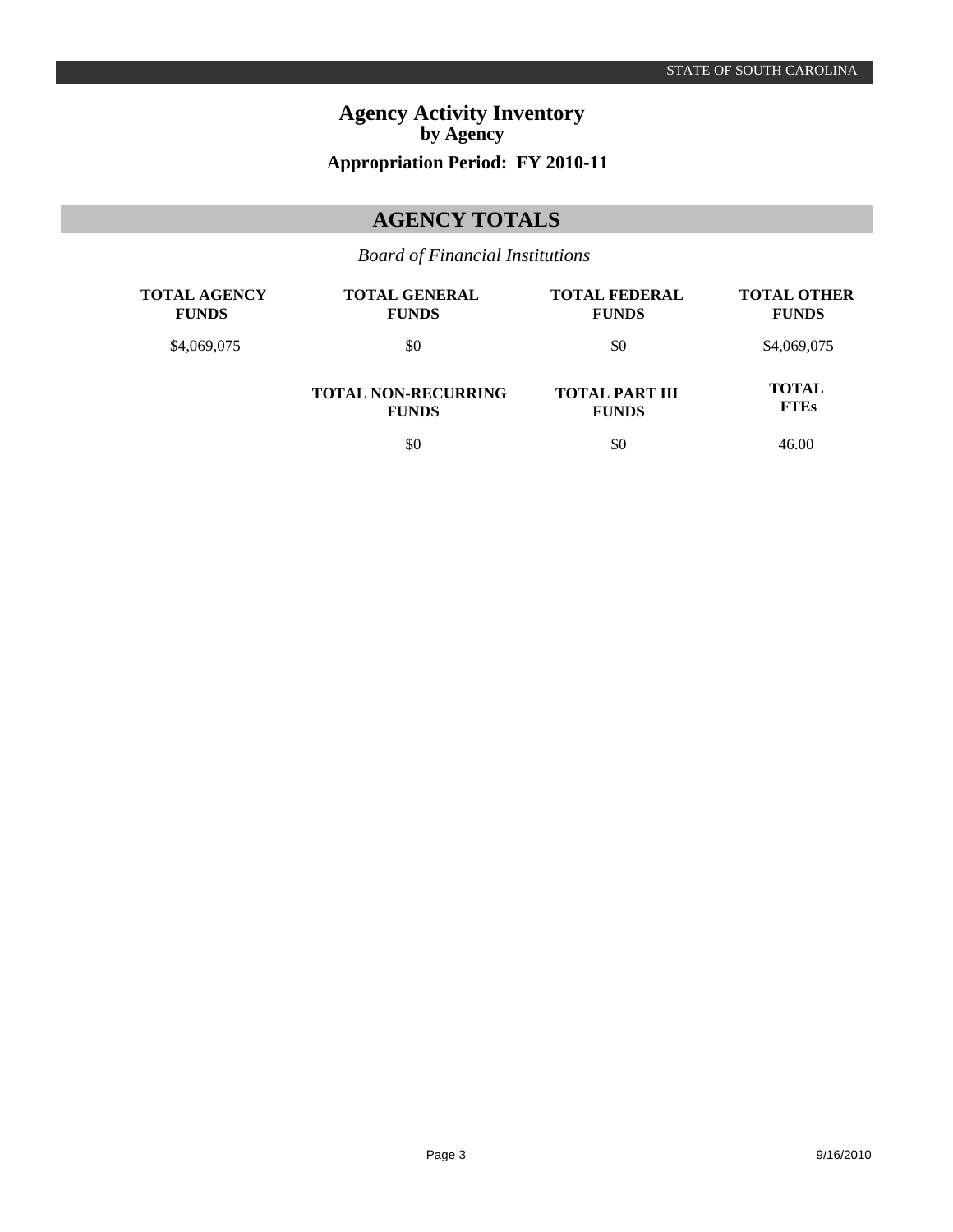# Agency Activity Inventory

### by Agency

### Appropriation Period: FY 2010-11

## AGENCY TOTALS

*Board of Financial Institutions*

| TOTAL AGENCY FUNDS | TOTAL GENERAL FUNDS | TOTAL FEDERAL FUNDS | TOTAL OTHER FUNDS |
|---|---|---|---|
| \$4,069,075 | \$0 | \$0 | \$4,069,075 |
| | **TOTAL NON-RECURRING FUNDS** | **TOTAL PART III FUNDS** | **TOTAL FTEs** |
| | \$0 | \$0 | 46.00 |